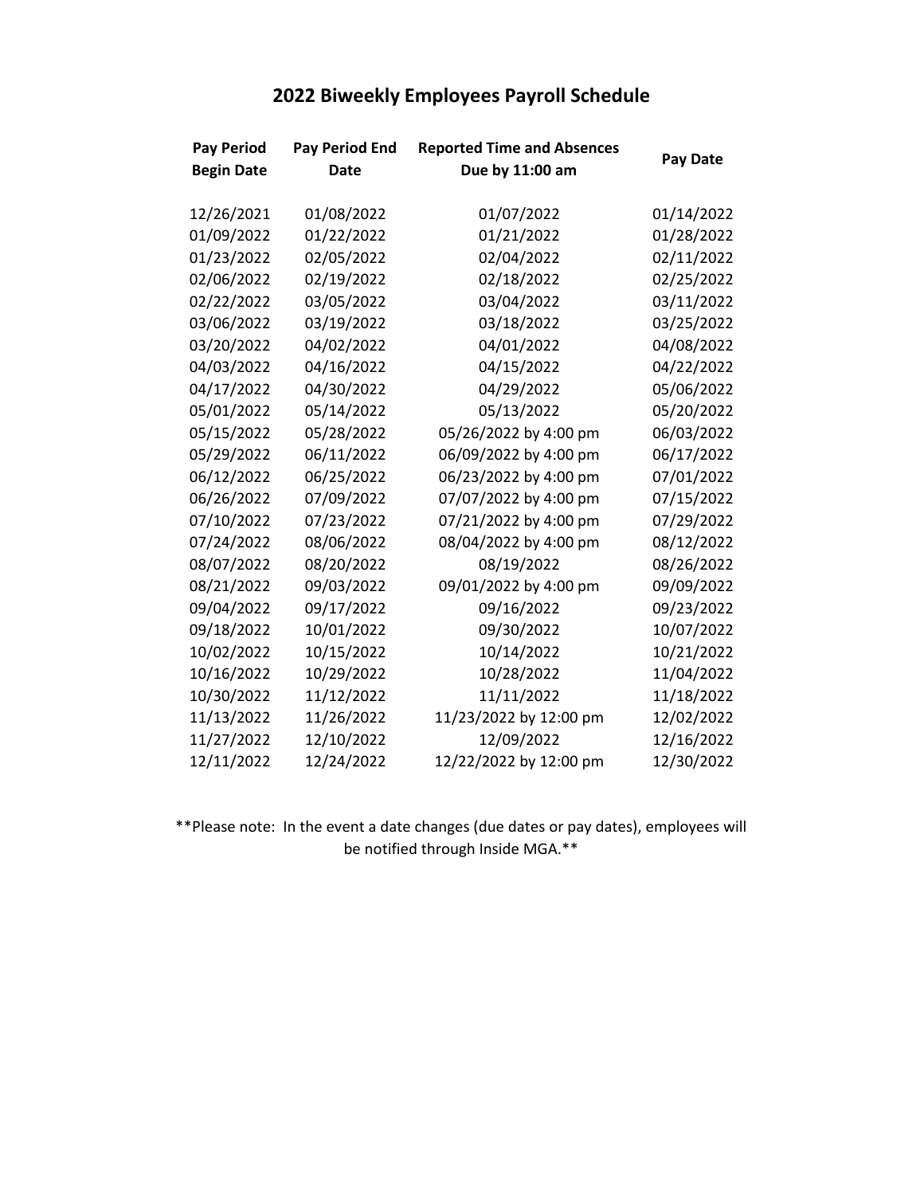# 2022 Biweekly Employees Payroll Schedule

| Pay Period Begin Date | Pay Period End Date | Reported Time and Absences Due by 11:00 am | Pay Date |
|---|---|---|---|
| 12/26/2021 | 01/08/2022 | 01/07/2022 | 01/14/2022 |
| 01/09/2022 | 01/22/2022 | 01/21/2022 | 01/28/2022 |
| 01/23/2022 | 02/05/2022 | 02/04/2022 | 02/11/2022 |
| 02/06/2022 | 02/19/2022 | 02/18/2022 | 02/25/2022 |
| 02/22/2022 | 03/05/2022 | 03/04/2022 | 03/11/2022 |
| 03/06/2022 | 03/19/2022 | 03/18/2022 | 03/25/2022 |
| 03/20/2022 | 04/02/2022 | 04/01/2022 | 04/08/2022 |
| 04/03/2022 | 04/16/2022 | 04/15/2022 | 04/22/2022 |
| 04/17/2022 | 04/30/2022 | 04/29/2022 | 05/06/2022 |
| 05/01/2022 | 05/14/2022 | 05/13/2022 | 05/20/2022 |
| 05/15/2022 | 05/28/2022 | 05/26/2022 by 4:00 pm | 06/03/2022 |
| 05/29/2022 | 06/11/2022 | 06/09/2022 by 4:00 pm | 06/17/2022 |
| 06/12/2022 | 06/25/2022 | 06/23/2022 by 4:00 pm | 07/01/2022 |
| 06/26/2022 | 07/09/2022 | 07/07/2022 by 4:00 pm | 07/15/2022 |
| 07/10/2022 | 07/23/2022 | 07/21/2022 by 4:00 pm | 07/29/2022 |
| 07/24/2022 | 08/06/2022 | 08/04/2022 by 4:00 pm | 08/12/2022 |
| 08/07/2022 | 08/20/2022 | 08/19/2022 | 08/26/2022 |
| 08/21/2022 | 09/03/2022 | 09/01/2022 by 4:00 pm | 09/09/2022 |
| 09/04/2022 | 09/17/2022 | 09/16/2022 | 09/23/2022 |
| 09/18/2022 | 10/01/2022 | 09/30/2022 | 10/07/2022 |
| 10/02/2022 | 10/15/2022 | 10/14/2022 | 10/21/2022 |
| 10/16/2022 | 10/29/2022 | 10/28/2022 | 11/04/2022 |
| 10/30/2022 | 11/12/2022 | 11/11/2022 | 11/18/2022 |
| 11/13/2022 | 11/26/2022 | 11/23/2022 by 12:00 pm | 12/02/2022 |
| 11/27/2022 | 12/10/2022 | 12/09/2022 | 12/16/2022 |
| 12/11/2022 | 12/24/2022 | 12/22/2022 by 12:00 pm | 12/30/2022 |

**Please note: In the event a date changes (due dates or pay dates), employees will be notified through Inside MGA.**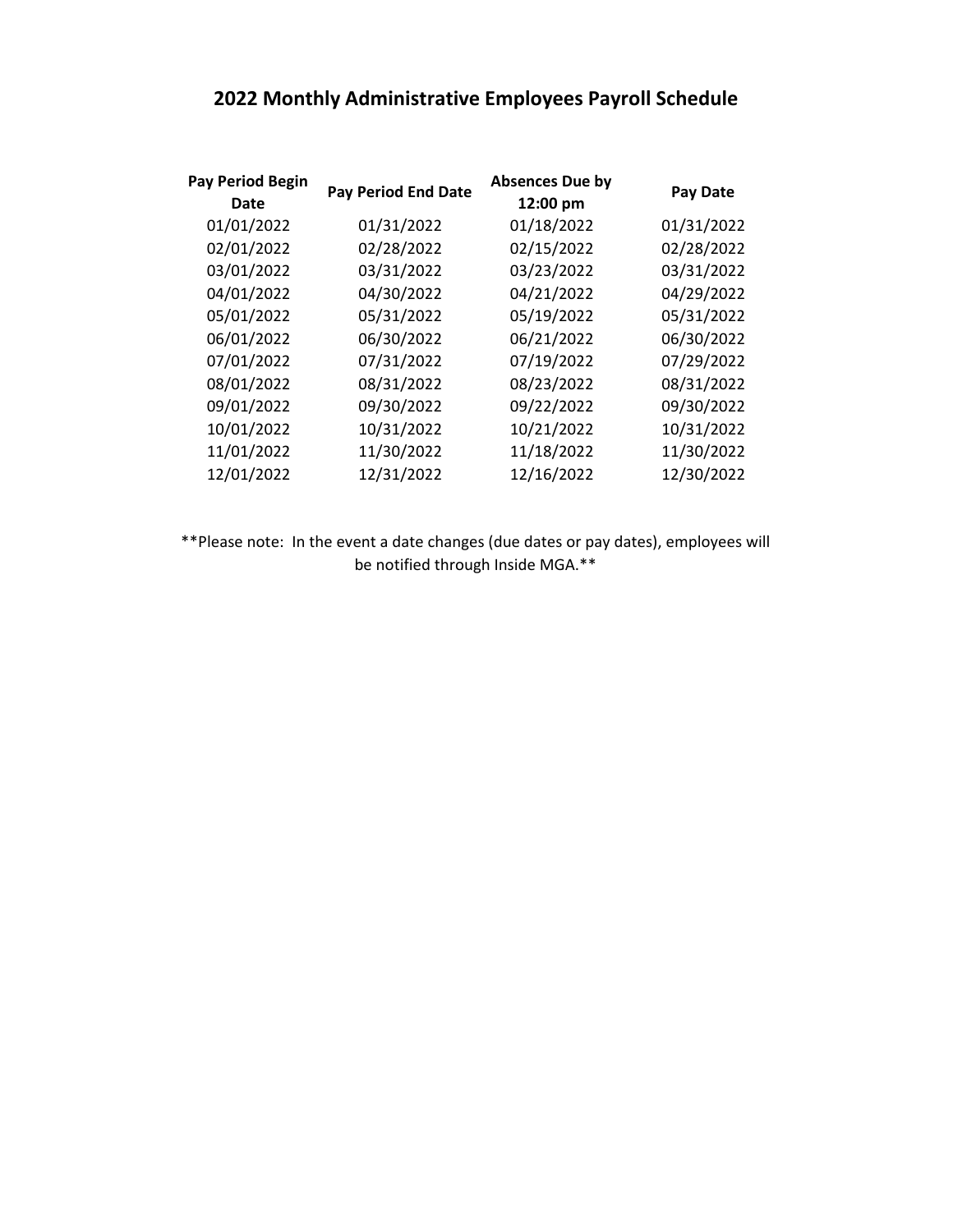# 2022 Monthly Administrative Employees Payroll Schedule

| Pay Period Begin Date | Pay Period End Date | Absences Due by 12:00 pm | Pay Date |
|---|---|---|---|
| 01/01/2022 | 01/31/2022 | 01/18/2022 | 01/31/2022 |
| 02/01/2022 | 02/28/2022 | 02/15/2022 | 02/28/2022 |
| 03/01/2022 | 03/31/2022 | 03/23/2022 | 03/31/2022 |
| 04/01/2022 | 04/30/2022 | 04/21/2022 | 04/29/2022 |
| 05/01/2022 | 05/31/2022 | 05/19/2022 | 05/31/2022 |
| 06/01/2022 | 06/30/2022 | 06/21/2022 | 06/30/2022 |
| 07/01/2022 | 07/31/2022 | 07/19/2022 | 07/29/2022 |
| 08/01/2022 | 08/31/2022 | 08/23/2022 | 08/31/2022 |
| 09/01/2022 | 09/30/2022 | 09/22/2022 | 09/30/2022 |
| 10/01/2022 | 10/31/2022 | 10/21/2022 | 10/31/2022 |
| 11/01/2022 | 11/30/2022 | 11/18/2022 | 11/30/2022 |
| 12/01/2022 | 12/31/2022 | 12/16/2022 | 12/30/2022 |

**Please note: In the event a date changes (due dates or pay dates), employees will be notified through Inside MGA.**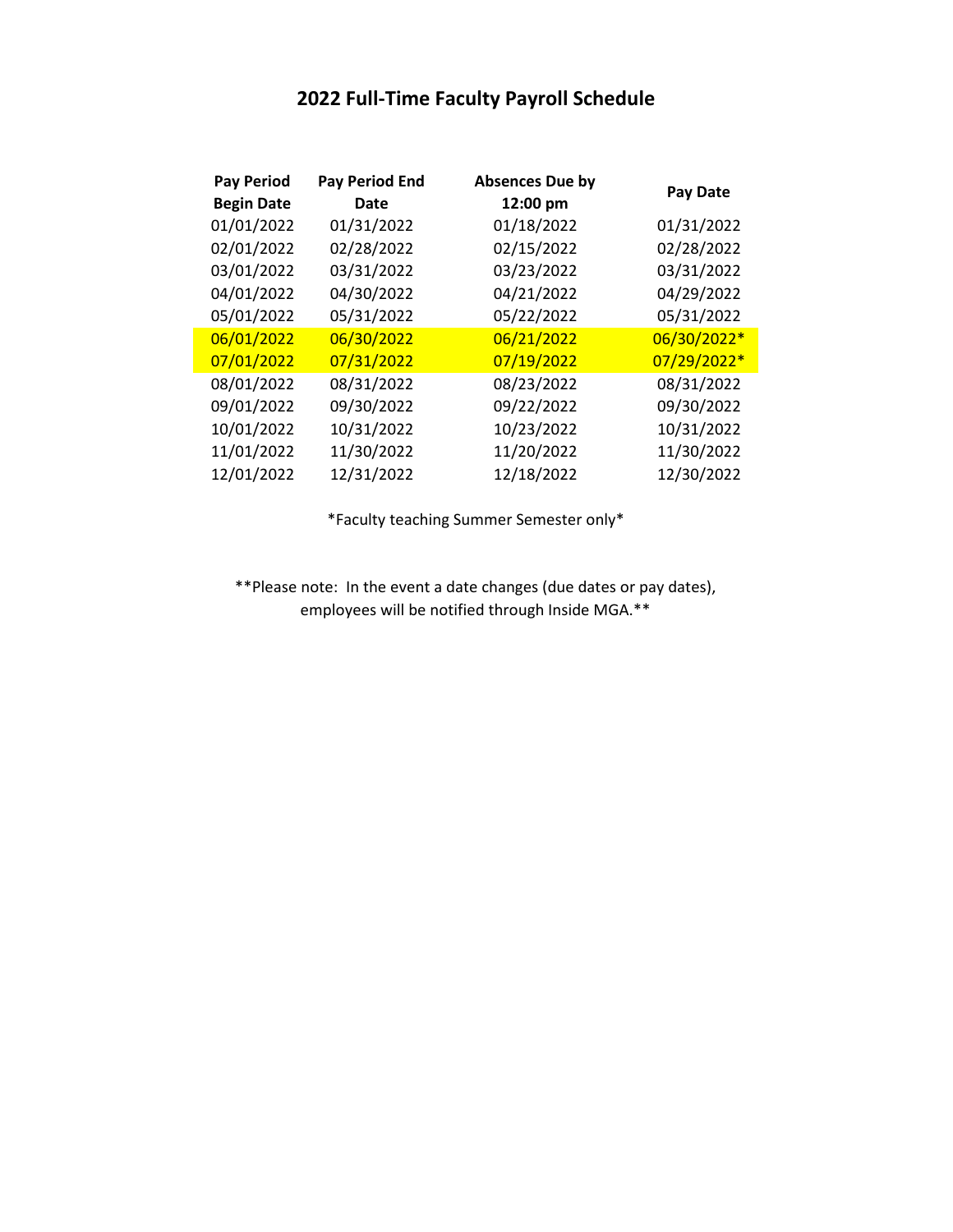# 2022 Full-Time Faculty Payroll Schedule

| Pay Period Begin Date | Pay Period End Date | Absences Due by 12:00 pm | Pay Date |
|---|---|---|---|
| 01/01/2022 | 01/31/2022 | 01/18/2022 | 01/31/2022 |
| 02/01/2022 | 02/28/2022 | 02/15/2022 | 02/28/2022 |
| 03/01/2022 | 03/31/2022 | 03/23/2022 | 03/31/2022 |
| 04/01/2022 | 04/30/2022 | 04/21/2022 | 04/29/2022 |
| 05/01/2022 | 05/31/2022 | 05/22/2022 | 05/31/2022 |
| 06/01/2022 | 06/30/2022 | 06/21/2022 | 06/30/2022* |
| 07/01/2022 | 07/31/2022 | 07/19/2022 | 07/29/2022* |
| 08/01/2022 | 08/31/2022 | 08/23/2022 | 08/31/2022 |
| 09/01/2022 | 09/30/2022 | 09/22/2022 | 09/30/2022 |
| 10/01/2022 | 10/31/2022 | 10/23/2022 | 10/31/2022 |
| 11/01/2022 | 11/30/2022 | 11/20/2022 | 11/30/2022 |
| 12/01/2022 | 12/31/2022 | 12/18/2022 | 12/30/2022 |

*Faculty teaching Summer Semester only*

**Please note: In the event a date changes (due dates or pay dates), employees will be notified through Inside MGA.**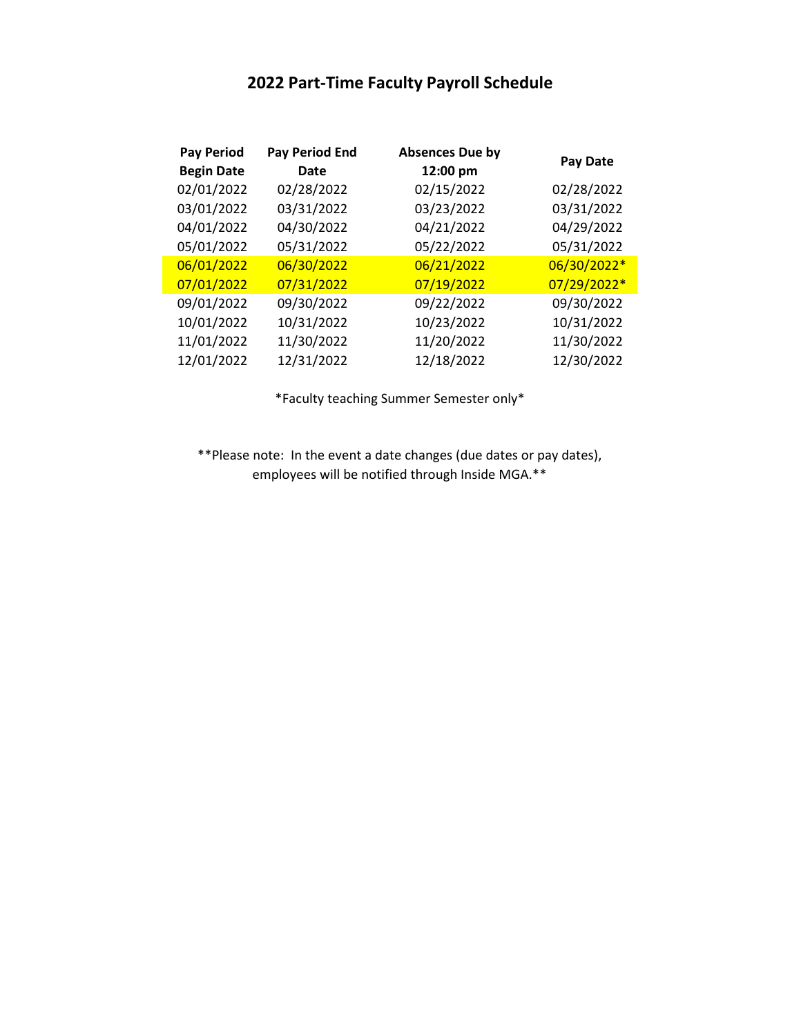# 2022 Part-Time Faculty Payroll Schedule

| Pay Period Begin Date | Pay Period End Date | Absences Due by 12:00 pm | Pay Date |
|---|---|---|---|
| 02/01/2022 | 02/28/2022 | 02/15/2022 | 02/28/2022 |
| 03/01/2022 | 03/31/2022 | 03/23/2022 | 03/31/2022 |
| 04/01/2022 | 04/30/2022 | 04/21/2022 | 04/29/2022 |
| 05/01/2022 | 05/31/2022 | 05/22/2022 | 05/31/2022 |
| 06/01/2022 | 06/30/2022 | 06/21/2022 | 06/30/2022* |
| 07/01/2022 | 07/31/2022 | 07/19/2022 | 07/29/2022* |
| 09/01/2022 | 09/30/2022 | 09/22/2022 | 09/30/2022 |
| 10/01/2022 | 10/31/2022 | 10/23/2022 | 10/31/2022 |
| 11/01/2022 | 11/30/2022 | 11/20/2022 | 11/30/2022 |
| 12/01/2022 | 12/31/2022 | 12/18/2022 | 12/30/2022 |

*Faculty teaching Summer Semester only*

**Please note: In the event a date changes (due dates or pay dates), employees will be notified through Inside MGA.**